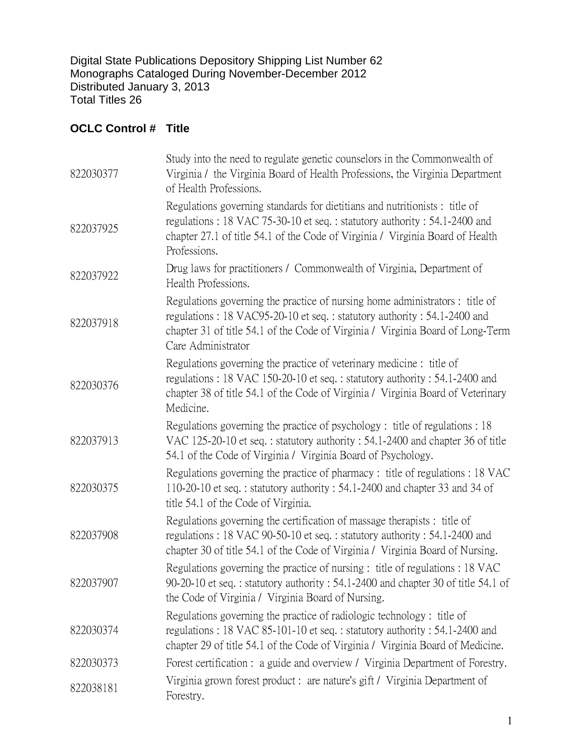Digital State Publications Depository Shipping List Number 62
Monographs Cataloged During November-December 2012
Distributed January 3, 2013
Total Titles 26

| OCLC Control # | Title |
|---|---|
| 822030377 | Study into the need to regulate genetic counselors in the Commonwealth of Virginia / the Virginia Board of Health Professions, the Virginia Department of Health Professions. |
| 822037925 | Regulations governing standards for dietitians and nutritionists : title of regulations : 18 VAC 75-30-10 et seq. : statutory authority : 54.1-2400 and chapter 27.1 of title 54.1 of the Code of Virginia / Virginia Board of Health Professions. |
| 822037922 | Drug laws for practitioners / Commonwealth of Virginia, Department of Health Professions. |
| 822037918 | Regulations governing the practice of nursing home administrators : title of regulations : 18 VAC95-20-10 et seq. : statutory authority : 54.1-2400 and chapter 31 of title 54.1 of the Code of Virginia / Virginia Board of Long-Term Care Administrator |
| 822030376 | Regulations governing the practice of veterinary medicine : title of regulations : 18 VAC 150-20-10 et seq. : statutory authority : 54.1-2400 and chapter 38 of title 54.1 of the Code of Virginia / Virginia Board of Veterinary Medicine. |
| 822037913 | Regulations governing the practice of psychology : title of regulations : 18 VAC 125-20-10 et seq. : statutory authority : 54.1-2400 and chapter 36 of title 54.1 of the Code of Virginia / Virginia Board of Psychology. |
| 822030375 | Regulations governing the practice of pharmacy : title of regulations : 18 VAC 110-20-10 et seq. : statutory authority : 54.1-2400 and chapter 33 and 34 of title 54.1 of the Code of Virginia. |
| 822037908 | Regulations governing the certification of massage therapists : title of regulations : 18 VAC 90-50-10 et seq. : statutory authority : 54.1-2400 and chapter 30 of title 54.1 of the Code of Virginia / Virginia Board of Nursing. |
| 822037907 | Regulations governing the practice of nursing : title of regulations : 18 VAC 90-20-10 et seq. : statutory authority : 54.1-2400 and chapter 30 of title 54.1 of the Code of Virginia / Virginia Board of Nursing. |
| 822030374 | Regulations governing the practice of radiologic technology : title of regulations : 18 VAC 85-101-10 et seq. : statutory authority : 54.1-2400 and chapter 29 of title 54.1 of the Code of Virginia / Virginia Board of Medicine. |
| 822030373 | Forest certification : a guide and overview / Virginia Department of Forestry. |
| 822038181 | Virginia grown forest product : are nature's gift / Virginia Department of Forestry. |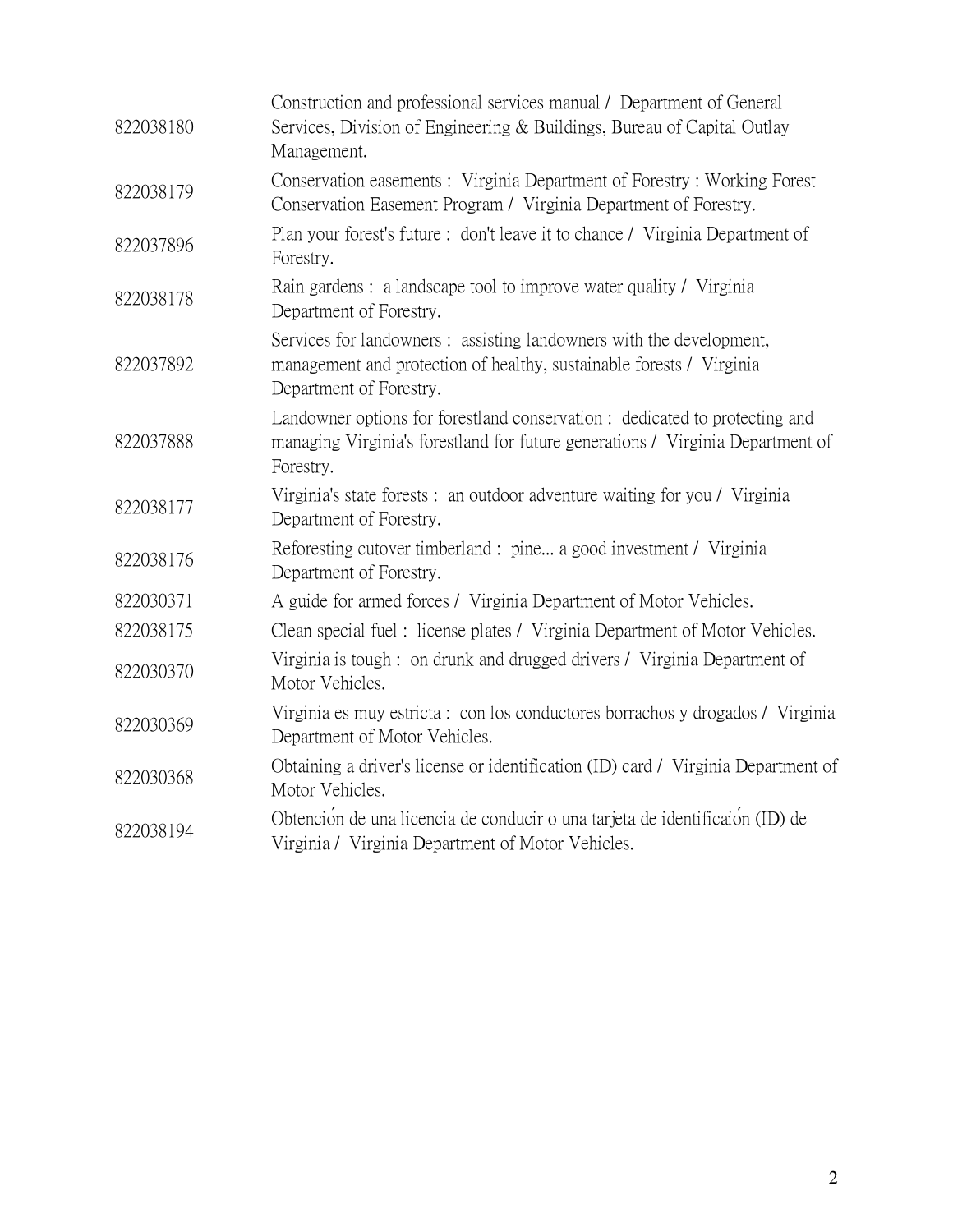| | |
|---|---|
| 822038180 | Construction and professional services manual / Department of General Services, Division of Engineering & Buildings, Bureau of Capital Outlay Management. |
| 822038179 | Conservation easements : Virginia Department of Forestry : Working Forest Conservation Easement Program / Virginia Department of Forestry. |
| 822037896 | Plan your forest's future : don't leave it to chance / Virginia Department of Forestry. |
| 822038178 | Rain gardens : a landscape tool to improve water quality / Virginia Department of Forestry. |
| 822037892 | Services for landowners : assisting landowners with the development, management and protection of healthy, sustainable forests / Virginia Department of Forestry. |
| 822037888 | Landowner options for forestland conservation : dedicated to protecting and managing Virginia's forestland for future generations / Virginia Department of Forestry. |
| 822038177 | Virginia's state forests : an outdoor adventure waiting for you / Virginia Department of Forestry. |
| 822038176 | Reforesting cutover timberland : pine... a good investment / Virginia Department of Forestry. |
| 822030371 | A guide for armed forces / Virginia Department of Motor Vehicles. |
| 822038175 | Clean special fuel : license plates / Virginia Department of Motor Vehicles. |
| 822030370 | Virginia is tough : on drunk and drugged drivers / Virginia Department of Motor Vehicles. |
| 822030369 | Virginia es muy estricta : con los conductores borrachos y drogados / Virginia Department of Motor Vehicles. |
| 822030368 | Obtaining a driver's license or identification (ID) card / Virginia Department of Motor Vehicles. |
| 822038194 | Obtención de una licencia de conducir o una tarjeta de identificaión (ID) de Virginia / Virginia Department of Motor Vehicles. |